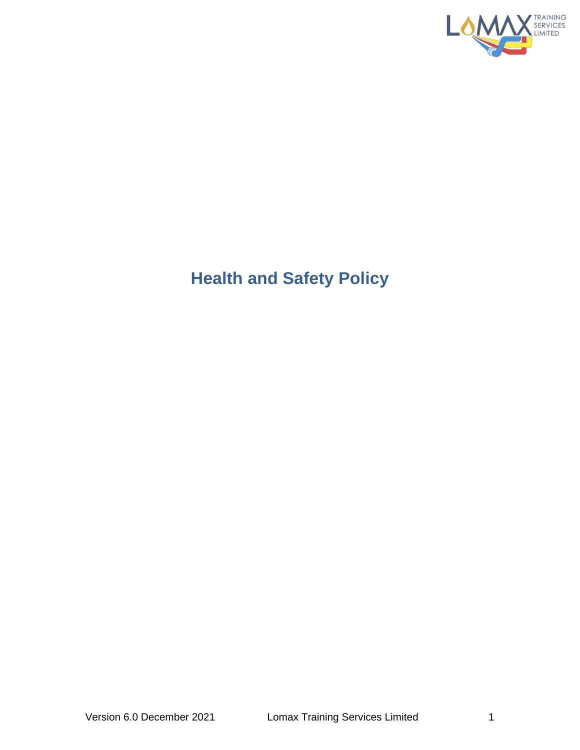# Health and Safety Policy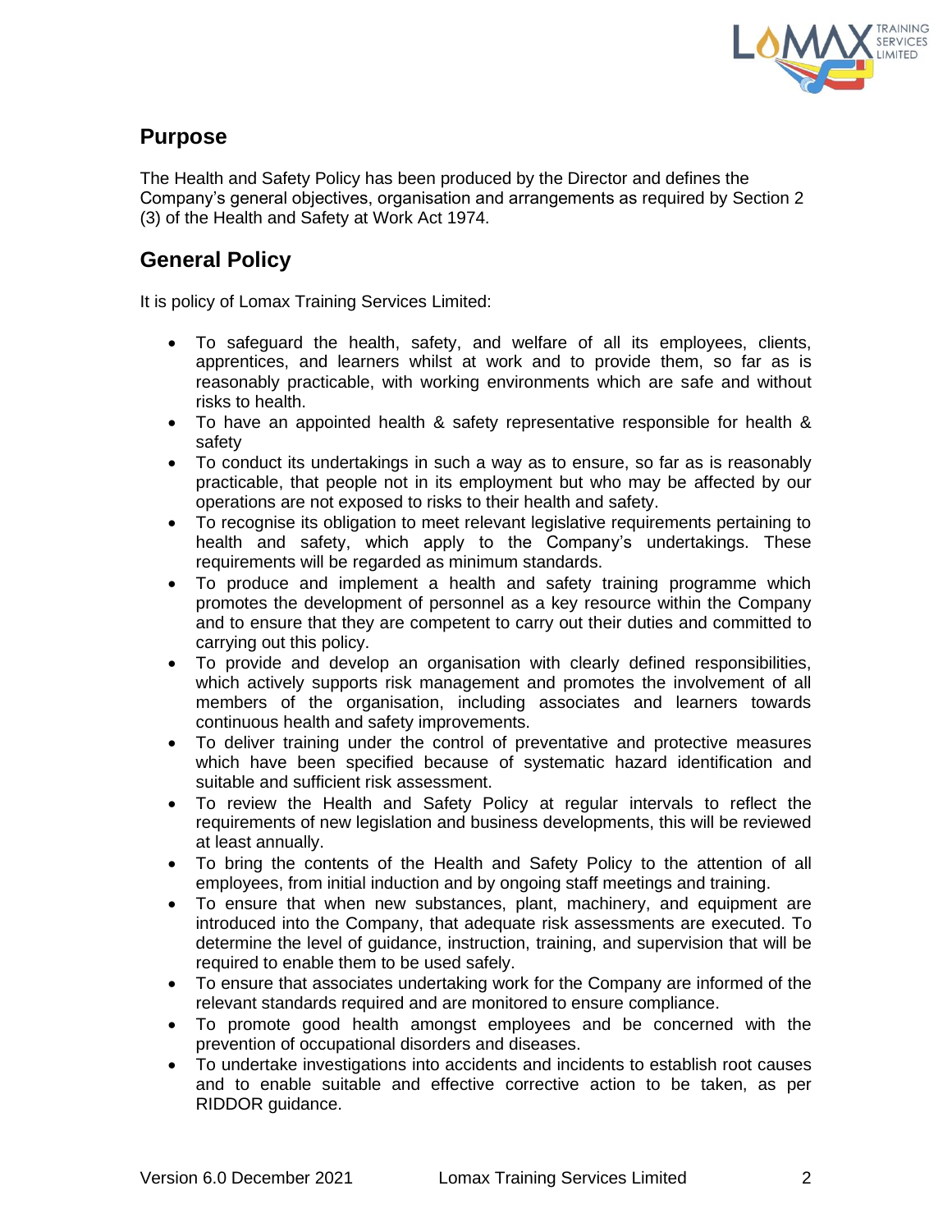## Purpose

The Health and Safety Policy has been produced by the Director and defines the Company's general objectives, organisation and arrangements as required by Section 2 (3) of the Health and Safety at Work Act 1974.

## General Policy

It is policy of Lomax Training Services Limited:

- To safeguard the health, safety, and welfare of all its employees, clients, apprentices, and learners whilst at work and to provide them, so far as is reasonably practicable, with working environments which are safe and without risks to health.
- To have an appointed health & safety representative responsible for health & safety
- To conduct its undertakings in such a way as to ensure, so far as is reasonably practicable, that people not in its employment but who may be affected by our operations are not exposed to risks to their health and safety.
- To recognise its obligation to meet relevant legislative requirements pertaining to health and safety, which apply to the Company's undertakings. These requirements will be regarded as minimum standards.
- To produce and implement a health and safety training programme which promotes the development of personnel as a key resource within the Company and to ensure that they are competent to carry out their duties and committed to carrying out this policy.
- To provide and develop an organisation with clearly defined responsibilities, which actively supports risk management and promotes the involvement of all members of the organisation, including associates and learners towards continuous health and safety improvements.
- To deliver training under the control of preventative and protective measures which have been specified because of systematic hazard identification and suitable and sufficient risk assessment.
- To review the Health and Safety Policy at regular intervals to reflect the requirements of new legislation and business developments, this will be reviewed at least annually.
- To bring the contents of the Health and Safety Policy to the attention of all employees, from initial induction and by ongoing staff meetings and training.
- To ensure that when new substances, plant, machinery, and equipment are introduced into the Company, that adequate risk assessments are executed. To determine the level of guidance, instruction, training, and supervision that will be required to enable them to be used safely.
- To ensure that associates undertaking work for the Company are informed of the relevant standards required and are monitored to ensure compliance.
- To promote good health amongst employees and be concerned with the prevention of occupational disorders and diseases.
- To undertake investigations into accidents and incidents to establish root causes and to enable suitable and effective corrective action to be taken, as per RIDDOR guidance.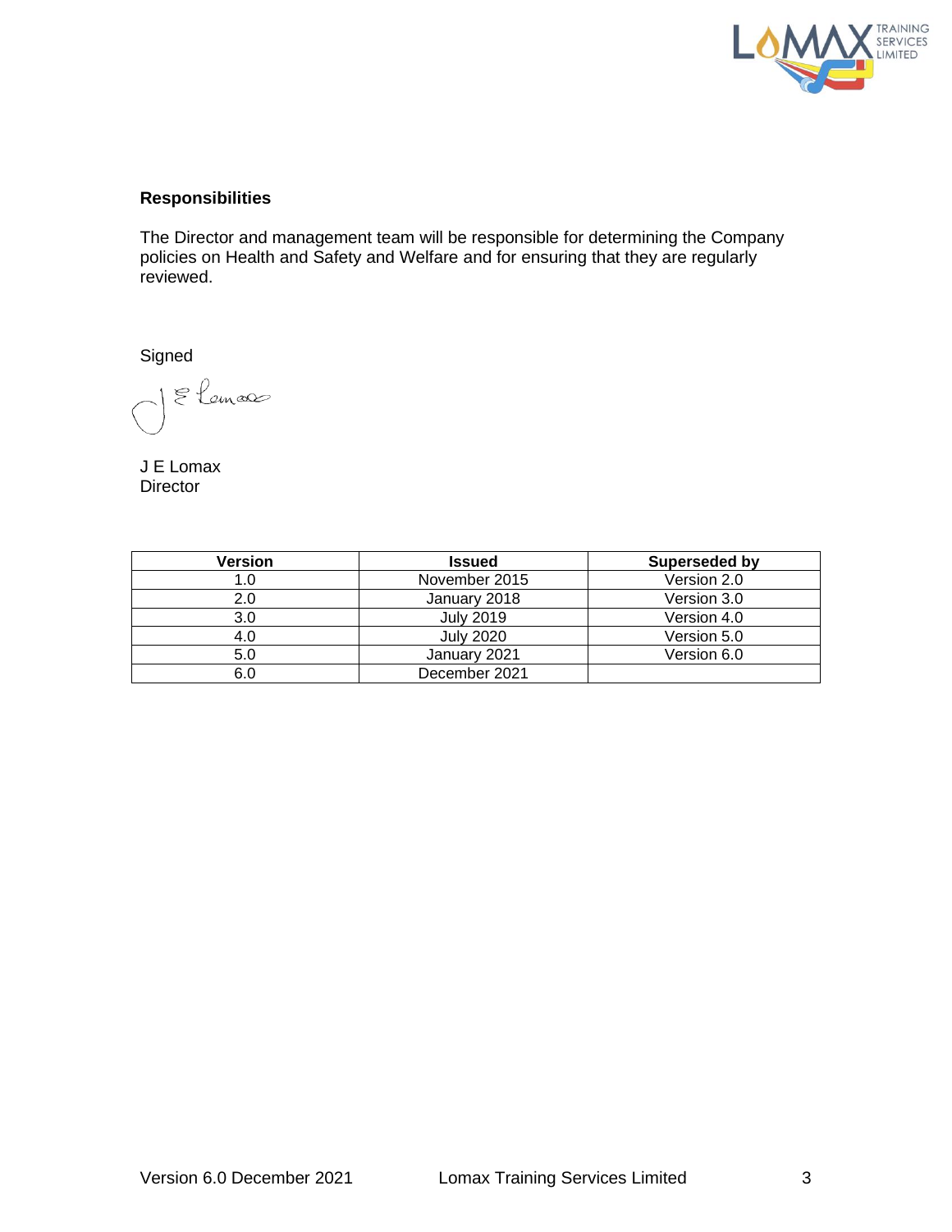**Responsibilities**

The Director and management team will be responsible for determining the Company policies on Health and Safety and Welfare and for ensuring that they are regularly reviewed.

Signed

J E Lomax
Director

| Version | Issued | Superseded by |
|---|---|---|
| 1.0 | November 2015 | Version 2.0 |
| 2.0 | January 2018 | Version 3.0 |
| 3.0 | July 2019 | Version 4.0 |
| 4.0 | July 2020 | Version 5.0 |
| 5.0 | January 2021 | Version 6.0 |
| 6.0 | December 2021 | |